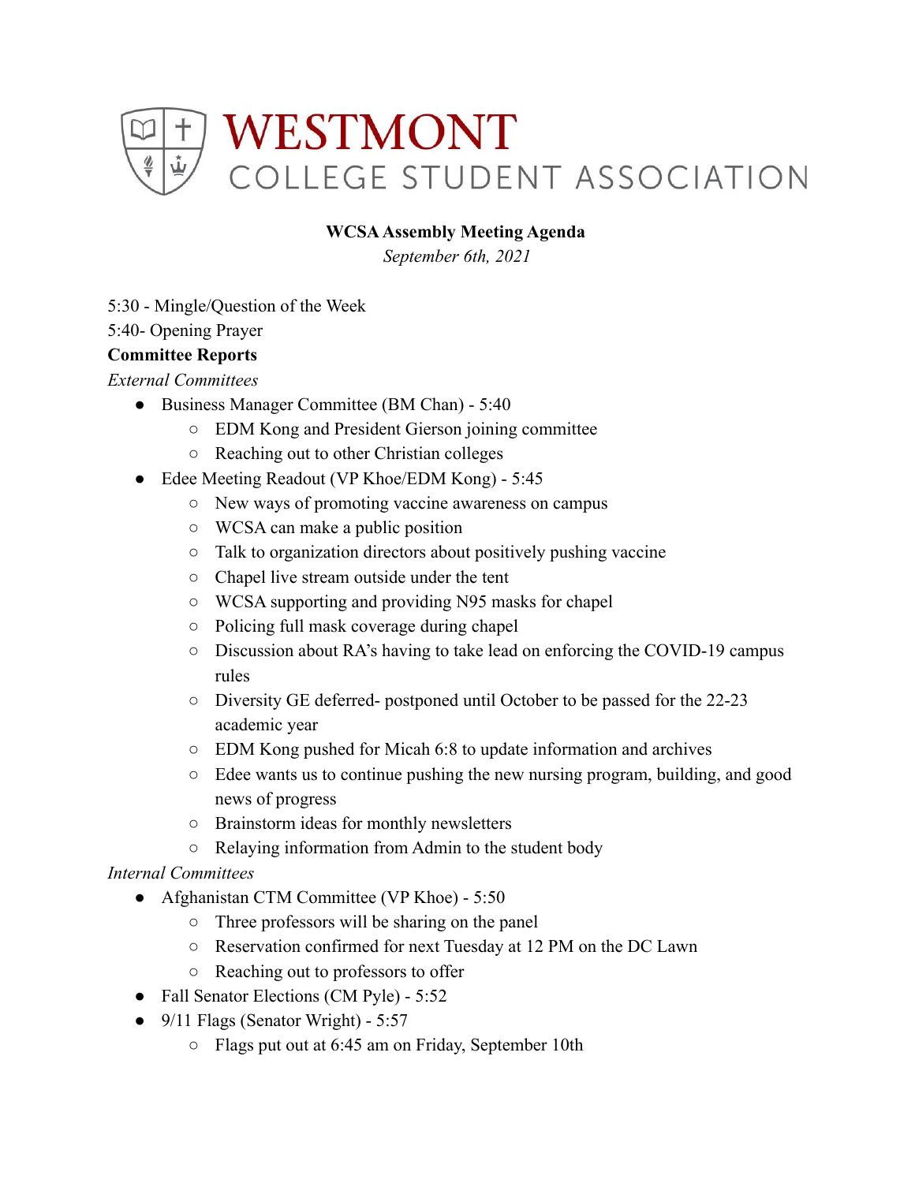# WESTMONT
## COLLEGE STUDENT ASSOCIATION

**WCSA Assembly Meeting Agenda**

*September 6th, 2021*

5:30 - Mingle/Question of the Week

5:40- Opening Prayer

**Committee Reports**

*External Committees*

- Business Manager Committee (BM Chan) - 5:40
  - EDM Kong and President Gierson joining committee
  - Reaching out to other Christian colleges
- Edee Meeting Readout (VP Khoe/EDM Kong) - 5:45
  - New ways of promoting vaccine awareness on campus
  - WCSA can make a public position
  - Talk to organization directors about positively pushing vaccine
  - Chapel live stream outside under the tent
  - WCSA supporting and providing N95 masks for chapel
  - Policing full mask coverage during chapel
  - Discussion about RA's having to take lead on enforcing the COVID-19 campus rules
  - Diversity GE deferred- postponed until October to be passed for the 22-23 academic year
  - EDM Kong pushed for Micah 6:8 to update information and archives
  - Edee wants us to continue pushing the new nursing program, building, and good news of progress
  - Brainstorm ideas for monthly newsletters
  - Relaying information from Admin to the student body

*Internal Committees*

- Afghanistan CTM Committee (VP Khoe) - 5:50
  - Three professors will be sharing on the panel
  - Reservation confirmed for next Tuesday at 12 PM on the DC Lawn
  - Reaching out to professors to offer
- Fall Senator Elections (CM Pyle) - 5:52
- 9/11 Flags (Senator Wright) - 5:57
  - Flags put out at 6:45 am on Friday, September 10th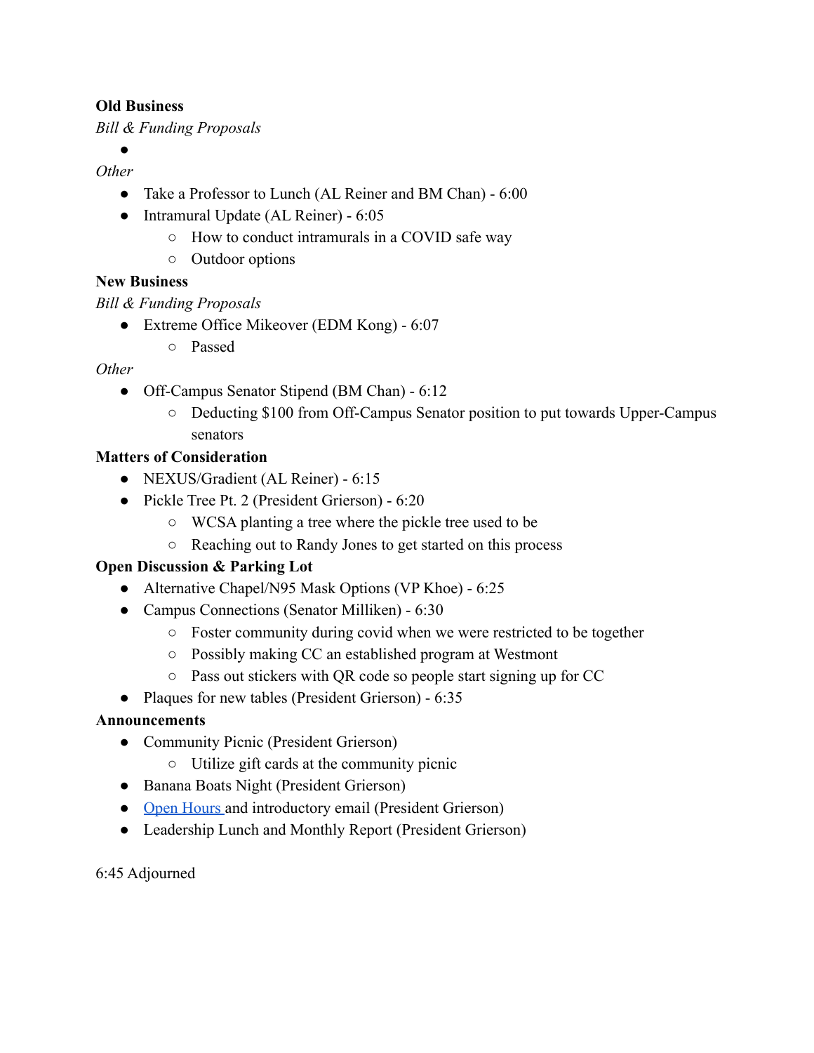**Old Business**

*Bill & Funding Proposals*

- 

*Other*

- Take a Professor to Lunch (AL Reiner and BM Chan) - 6:00
- Intramural Update (AL Reiner) - 6:05
  - How to conduct intramurals in a COVID safe way
  - Outdoor options

**New Business**

*Bill & Funding Proposals*

- Extreme Office Mikeover (EDM Kong) - 6:07
  - Passed

*Other*

- Off-Campus Senator Stipend (BM Chan) - 6:12
  - Deducting $100 from Off-Campus Senator position to put towards Upper-Campus senators

**Matters of Consideration**

- NEXUS/Gradient (AL Reiner) - 6:15
- Pickle Tree Pt. 2 (President Grierson) - 6:20
  - WCSA planting a tree where the pickle tree used to be
  - Reaching out to Randy Jones to get started on this process

**Open Discussion & Parking Lot**

- Alternative Chapel/N95 Mask Options (VP Khoe) - 6:25
- Campus Connections (Senator Milliken) - 6:30
  - Foster community during covid when we were restricted to be together
  - Possibly making CC an established program at Westmont
  - Pass out stickers with QR code so people start signing up for CC
- Plaques for new tables (President Grierson) - 6:35

**Announcements**

- Community Picnic (President Grierson)
  - Utilize gift cards at the community picnic
- Banana Boats Night (President Grierson)
- Open Hours and introductory email (President Grierson)
- Leadership Lunch and Monthly Report (President Grierson)

6:45 Adjourned